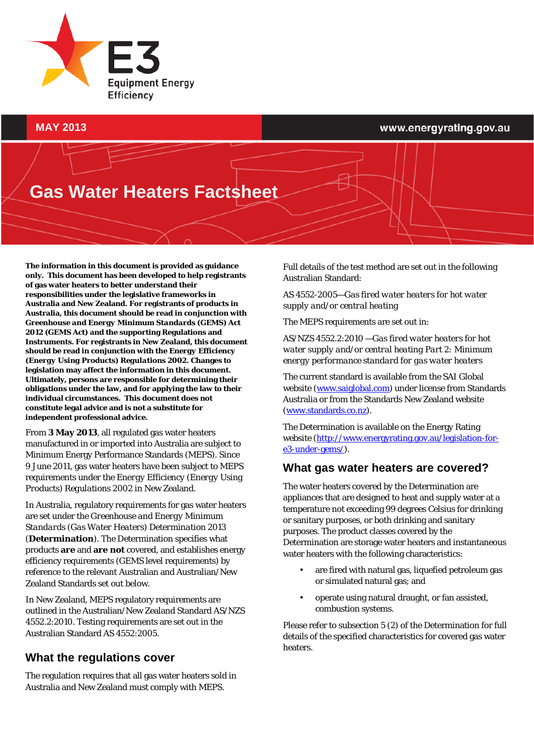E3 Equipment Energy Efficiency

MAY 2013

www.energyrating.gov.au

# Gas Water Heaters Factsheet

**The information in this document is provided as guidance only. This document has been developed to help registrants of gas water heaters to better understand their responsibilities under the legislative frameworks in Australia and New Zealand. For registrants of products in Australia, this document should be read in conjunction with Greenhouse and Energy Minimum Standards (GEMS) Act 2012 (GEMS Act) and the supporting Regulations and Instruments. For registrants in New Zealand, this document should be read in conjunction with the Energy Efficiency (Energy Using Products) Regulations 2002. Changes to legislation may affect the information in this document. Ultimately, persons are responsible for determining their obligations under the law, and for applying the law to their individual circumstances. This document does not constitute legal advice and is not a substitute for independent professional advice.**

From **3 May 2013**, all regulated gas water heaters manufactured in or imported into Australia are subject to Minimum Energy Performance Standards (MEPS). Since 9 June 2011, gas water heaters have been subject to MEPS requirements under the Energy Efficiency (Energy Using Products) Regulations 2002 in New Zealand.

In Australia, regulatory requirements for gas water heaters are set under the *Greenhouse and Energy Minimum Standards (Gas Water Heaters) Determination 2013* (**Determination**). The Determination specifies what products **are** and **are not** covered, and establishes energy efficiency requirements (GEMS level requirements) by reference to the relevant Australian and Australian/New Zealand Standards set out below.

In New Zealand, MEPS regulatory requirements are outlined in the Australian/New Zealand Standard AS/NZS 4552.2:2010. Testing requirements are set out in the Australian Standard AS 4552:2005.

## What the regulations cover

The regulation requires that all gas water heaters sold in Australia and New Zealand must comply with MEPS.

Full details of the test method are set out in the following Australian Standard:

AS 4552-2005—*Gas fired water heaters for hot water supply and/or central heating*

The MEPS requirements are set out in:

AS/NZS 4552.2:2010 —*Gas fired water heaters for hot water supply and/or central heating Part 2: Minimum energy performance standard for gas water heaters*

The current standard is available from the SAI Global website (www.saiglobal.com) under license from Standards Australia or from the Standards New Zealand website (www.standards.co.nz).

The Determination is available on the Energy Rating website (http://www.energyrating.gov.au/legislation-for-e3-under-gems/).

## What gas water heaters are covered?

The water heaters covered by the Determination are appliances that are designed to heat and supply water at a temperature not exceeding 99 degrees Celsius for drinking or sanitary purposes, or both drinking and sanitary purposes. The product classes covered by the Determination are storage water heaters and instantaneous water heaters with the following characteristics:

- are fired with natural gas, liquefied petroleum gas or simulated natural gas; and
- operate using natural draught, or fan assisted, combustion systems.

Please refer to subsection 5 (2) of the Determination for full details of the specified characteristics for covered gas water heaters.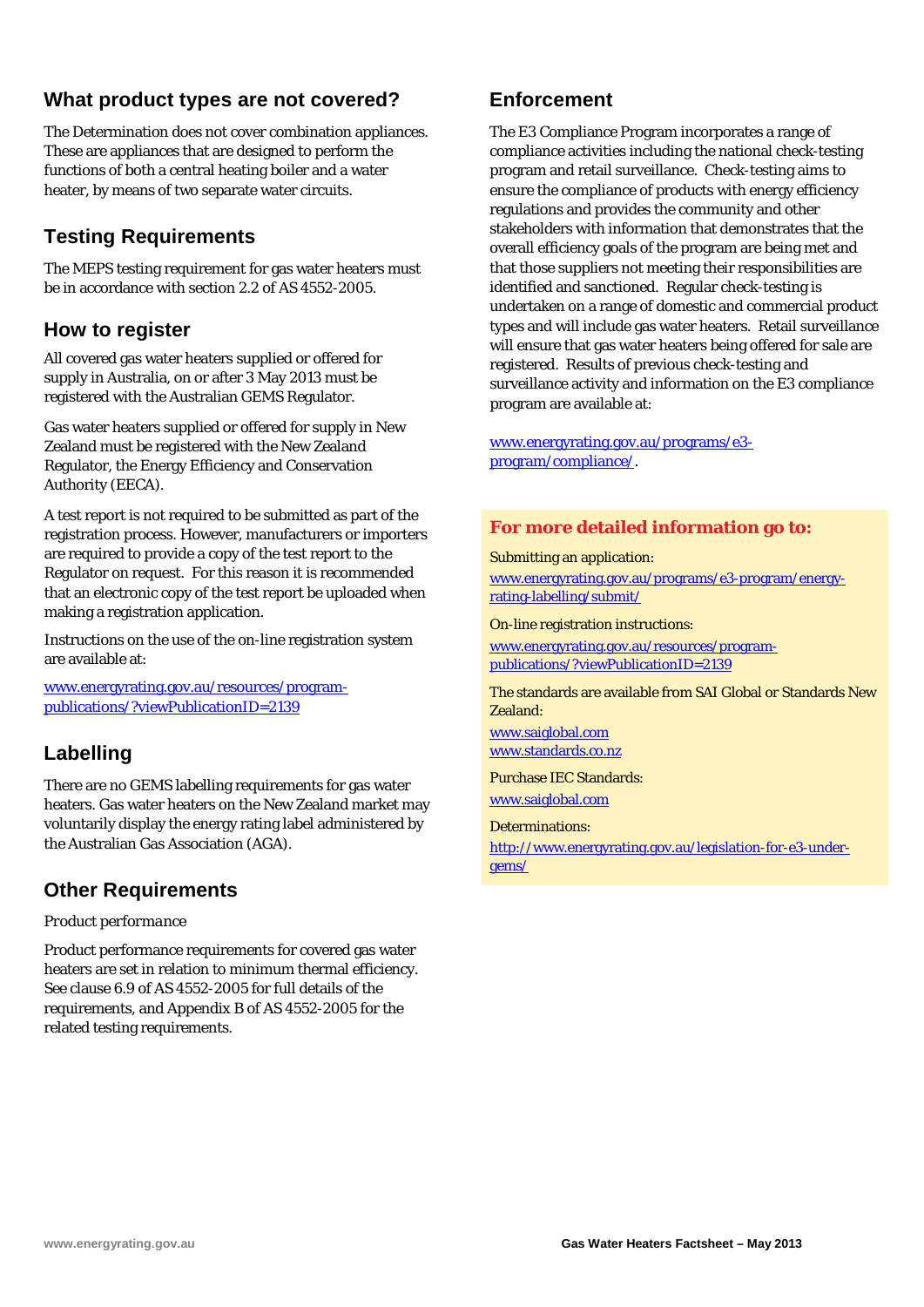## What product types are not covered?

The Determination does not cover combination appliances. These are appliances that are designed to perform the functions of both a central heating boiler and a water heater, by means of two separate water circuits.

## Testing Requirements

The MEPS testing requirement for gas water heaters must be in accordance with section 2.2 of AS 4552-2005.

## How to register

All covered gas water heaters supplied or offered for supply in Australia, on or after 3 May 2013 must be registered with the Australian GEMS Regulator.

Gas water heaters supplied or offered for supply in New Zealand must be registered with the New Zealand Regulator, the Energy Efficiency and Conservation Authority (EECA).

A test report is not required to be submitted as part of the registration process. However, manufacturers or importers are required to provide a copy of the test report to the Regulator on request. For this reason it is recommended that an electronic copy of the test report be uploaded when making a registration application.

Instructions on the use of the on-line registration system are available at:

www.energyrating.gov.au/resources/program-publications/?viewPublicationID=2139

## Labelling

There are no GEMS labelling requirements for gas water heaters. Gas water heaters on the New Zealand market may voluntarily display the energy rating label administered by the Australian Gas Association (AGA).

## Other Requirements

*Product performance*

Product performance requirements for covered gas water heaters are set in relation to minimum thermal efficiency. See clause 6.9 of AS 4552-2005 for full details of the requirements, and Appendix B of AS 4552-2005 for the related testing requirements.

## Enforcement

The E3 Compliance Program incorporates a range of compliance activities including the national check-testing program and retail surveillance. Check-testing aims to ensure the compliance of products with energy efficiency regulations and provides the community and other stakeholders with information that demonstrates that the overall efficiency goals of the program are being met and that those suppliers not meeting their responsibilities are identified and sanctioned. Regular check-testing is undertaken on a range of domestic and commercial product types and will include gas water heaters. Retail surveillance will ensure that gas water heaters being offered for sale are registered. Results of previous check-testing and surveillance activity and information on the E3 compliance program are available at:

www.energyrating.gov.au/programs/e3-program/compliance/.

### For more detailed information go to:

Submitting an application:

www.energyrating.gov.au/programs/e3-program/energy-rating-labelling/submit/

On-line registration instructions:

www.energyrating.gov.au/resources/program-publications/?viewPublicationID=2139

The standards are available from SAI Global or Standards New Zealand:

www.saiglobal.com
www.standards.co.nz

Purchase IEC Standards:

www.saiglobal.com

Determinations:

http://www.energyrating.gov.au/legislation-for-e3-under-gems/